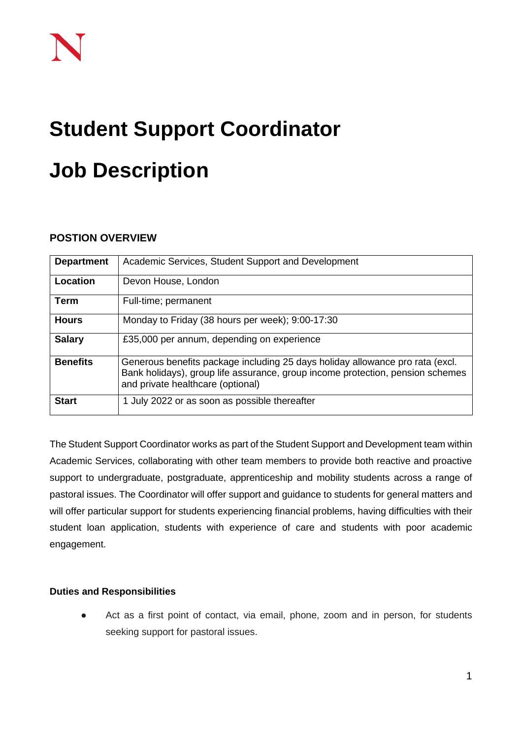# Student Support Coordinator

# Job Description

### POSTION OVERVIEW

| **Department** | Academic Services, Student Support and Development |
|---|---|
| **Location** | Devon House, London |
| **Term** | Full-time; permanent |
| **Hours** | Monday to Friday (38 hours per week); 9:00-17:30 |
| **Salary** | £35,000 per annum, depending on experience |
| **Benefits** | Generous benefits package including 25 days holiday allowance pro rata (excl. Bank holidays), group life assurance, group income protection, pension schemes and private healthcare (optional) |
| **Start** | 1 July 2022 or as soon as possible thereafter |

The Student Support Coordinator works as part of the Student Support and Development team within Academic Services, collaborating with other team members to provide both reactive and proactive support to undergraduate, postgraduate, apprenticeship and mobility students across a range of pastoral issues. The Coordinator will offer support and guidance to students for general matters and will offer particular support for students experiencing financial problems, having difficulties with their student loan application, students with experience of care and students with poor academic engagement.

#### Duties and Responsibilities

- Act as a first point of contact, via email, phone, zoom and in person, for students seeking support for pastoral issues.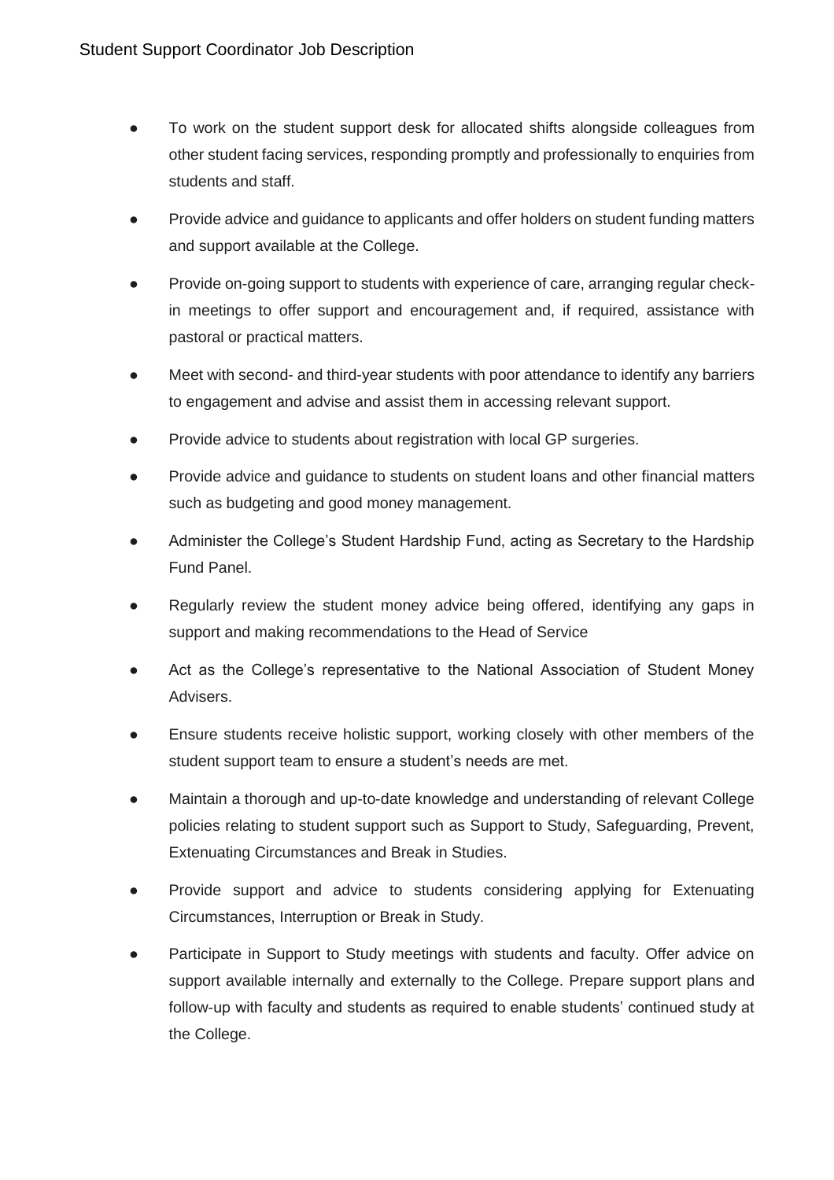- To work on the student support desk for allocated shifts alongside colleagues from other student facing services, responding promptly and professionally to enquiries from students and staff.
- Provide advice and guidance to applicants and offer holders on student funding matters and support available at the College.
- Provide on-going support to students with experience of care, arranging regular check-in meetings to offer support and encouragement and, if required, assistance with pastoral or practical matters.
- Meet with second- and third-year students with poor attendance to identify any barriers to engagement and advise and assist them in accessing relevant support.
- Provide advice to students about registration with local GP surgeries.
- Provide advice and guidance to students on student loans and other financial matters such as budgeting and good money management.
- Administer the College's Student Hardship Fund, acting as Secretary to the Hardship Fund Panel.
- Regularly review the student money advice being offered, identifying any gaps in support and making recommendations to the Head of Service
- Act as the College's representative to the National Association of Student Money Advisers.
- Ensure students receive holistic support, working closely with other members of the student support team to ensure a student's needs are met.
- Maintain a thorough and up-to-date knowledge and understanding of relevant College policies relating to student support such as Support to Study, Safeguarding, Prevent, Extenuating Circumstances and Break in Studies.
- Provide support and advice to students considering applying for Extenuating Circumstances, Interruption or Break in Study.
- Participate in Support to Study meetings with students and faculty. Offer advice on support available internally and externally to the College. Prepare support plans and follow-up with faculty and students as required to enable students' continued study at the College.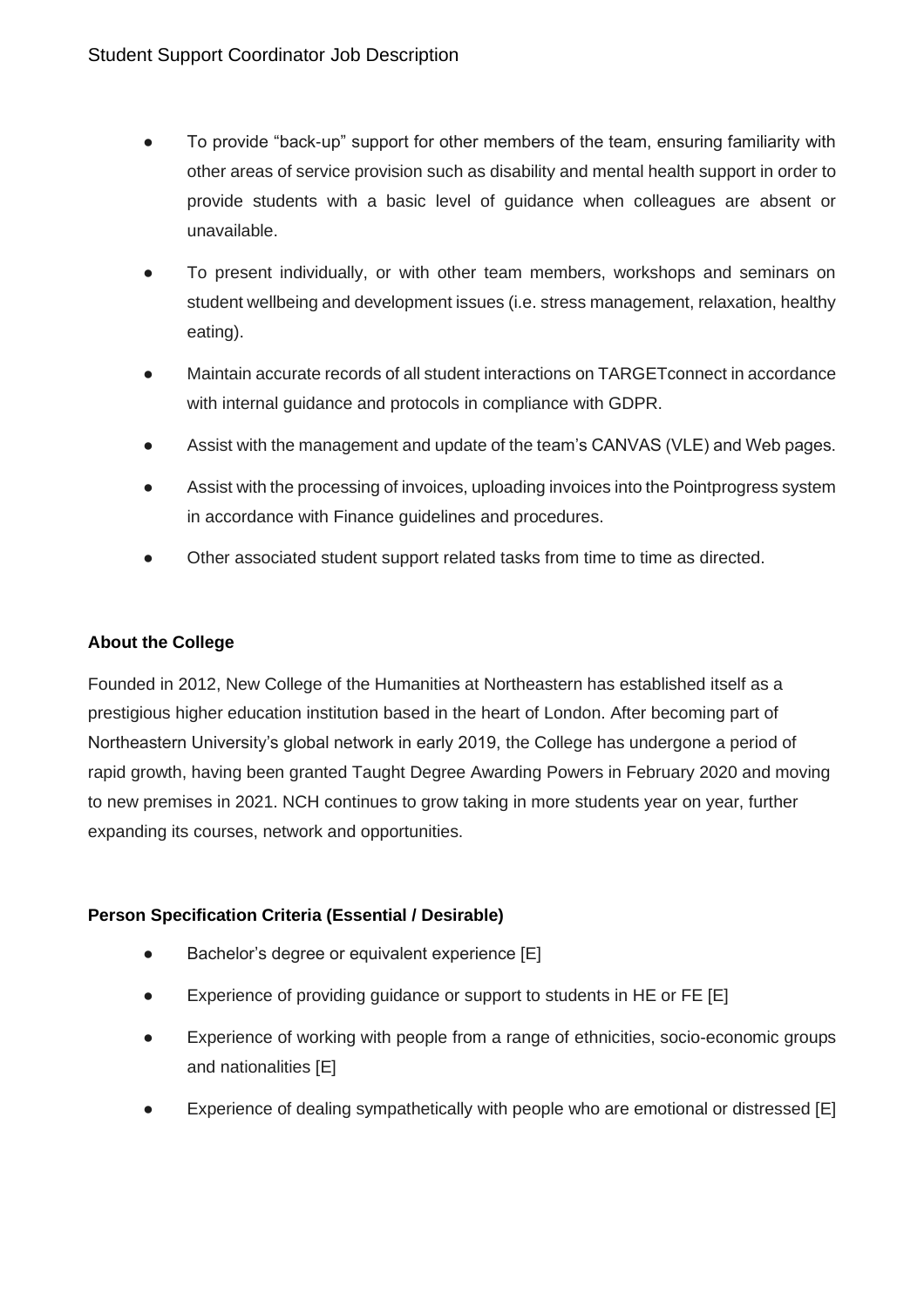- To provide "back-up" support for other members of the team, ensuring familiarity with other areas of service provision such as disability and mental health support in order to provide students with a basic level of guidance when colleagues are absent or unavailable.
- To present individually, or with other team members, workshops and seminars on student wellbeing and development issues (i.e. stress management, relaxation, healthy eating).
- Maintain accurate records of all student interactions on TARGETconnect in accordance with internal guidance and protocols in compliance with GDPR.
- Assist with the management and update of the team's CANVAS (VLE) and Web pages.
- Assist with the processing of invoices, uploading invoices into the Pointprogress system in accordance with Finance guidelines and procedures.
- Other associated student support related tasks from time to time as directed.

**About the College**

Founded in 2012, New College of the Humanities at Northeastern has established itself as a prestigious higher education institution based in the heart of London. After becoming part of Northeastern University's global network in early 2019, the College has undergone a period of rapid growth, having been granted Taught Degree Awarding Powers in February 2020 and moving to new premises in 2021. NCH continues to grow taking in more students year on year, further expanding its courses, network and opportunities.

**Person Specification Criteria (Essential / Desirable)**

- Bachelor's degree or equivalent experience [E]
- Experience of providing guidance or support to students in HE or FE [E]
- Experience of working with people from a range of ethnicities, socio-economic groups and nationalities [E]
- Experience of dealing sympathetically with people who are emotional or distressed [E]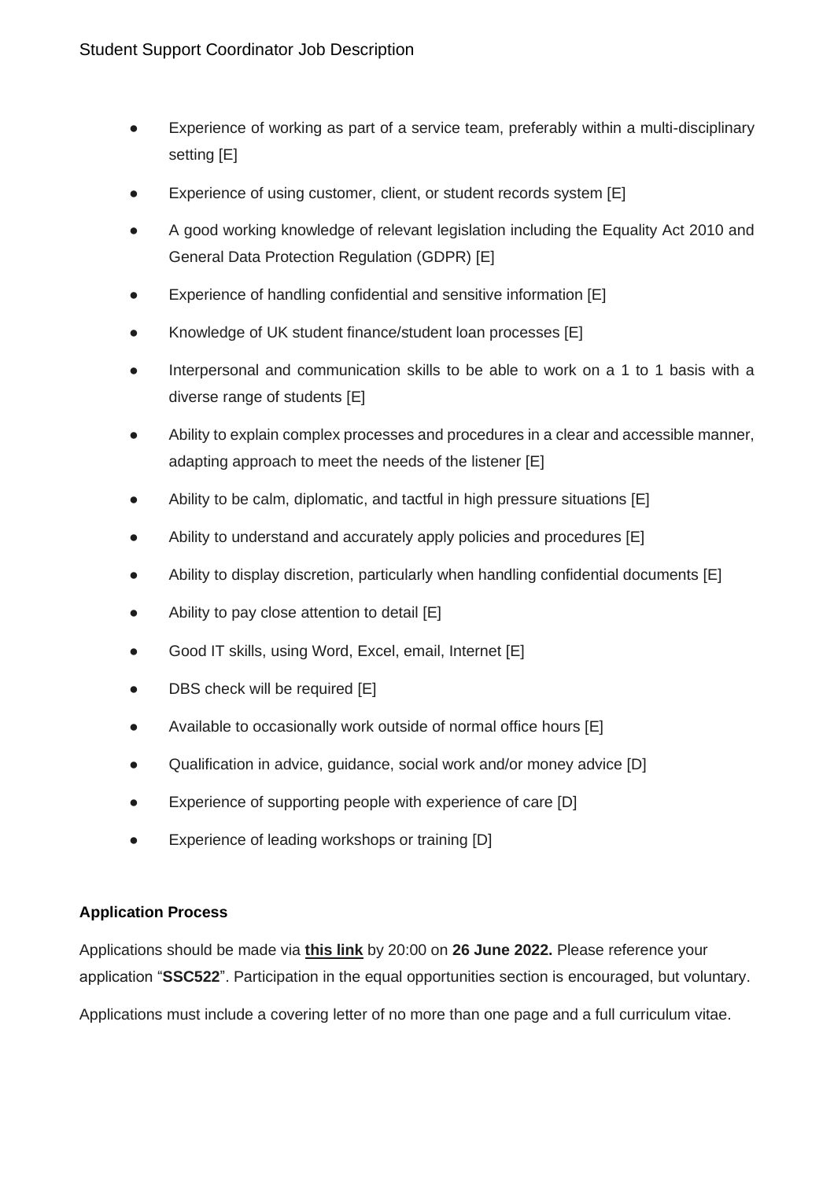- Experience of working as part of a service team, preferably within a multi-disciplinary setting [E]
- Experience of using customer, client, or student records system [E]
- A good working knowledge of relevant legislation including the Equality Act 2010 and General Data Protection Regulation (GDPR) [E]
- Experience of handling confidential and sensitive information [E]
- Knowledge of UK student finance/student loan processes [E]
- Interpersonal and communication skills to be able to work on a 1 to 1 basis with a diverse range of students [E]
- Ability to explain complex processes and procedures in a clear and accessible manner, adapting approach to meet the needs of the listener [E]
- Ability to be calm, diplomatic, and tactful in high pressure situations [E]
- Ability to understand and accurately apply policies and procedures [E]
- Ability to display discretion, particularly when handling confidential documents [E]
- Ability to pay close attention to detail [E]
- Good IT skills, using Word, Excel, email, Internet [E]
- DBS check will be required [E]
- Available to occasionally work outside of normal office hours [E]
- Qualification in advice, guidance, social work and/or money advice [D]
- Experience of supporting people with experience of care [D]
- Experience of leading workshops or training [D]

**Application Process**

Applications should be made via **this link** by 20:00 on **26 June 2022.** Please reference your application "**SSC522**". Participation in the equal opportunities section is encouraged, but voluntary.

Applications must include a covering letter of no more than one page and a full curriculum vitae.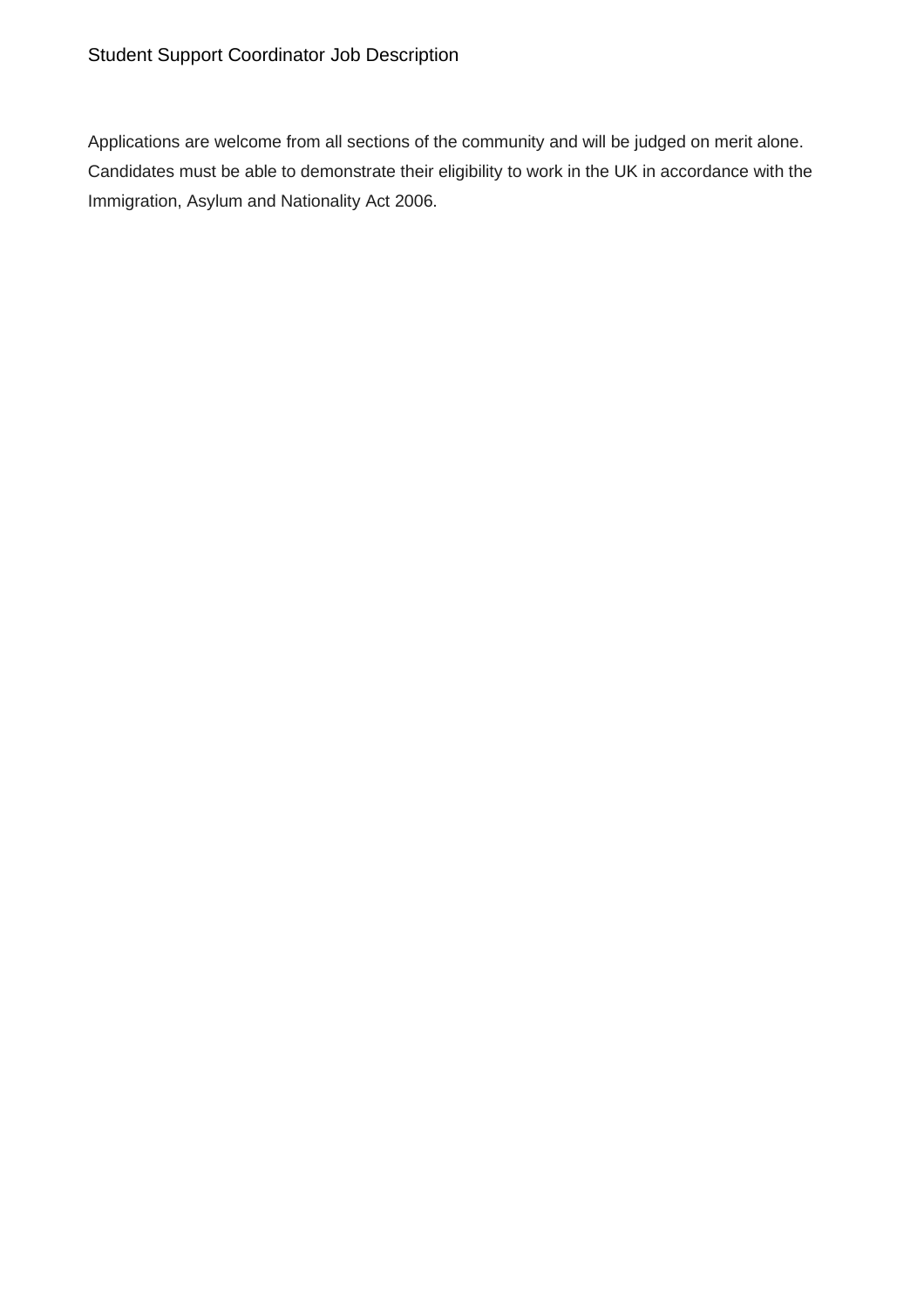Applications are welcome from all sections of the community and will be judged on merit alone. Candidates must be able to demonstrate their eligibility to work in the UK in accordance with the Immigration, Asylum and Nationality Act 2006.